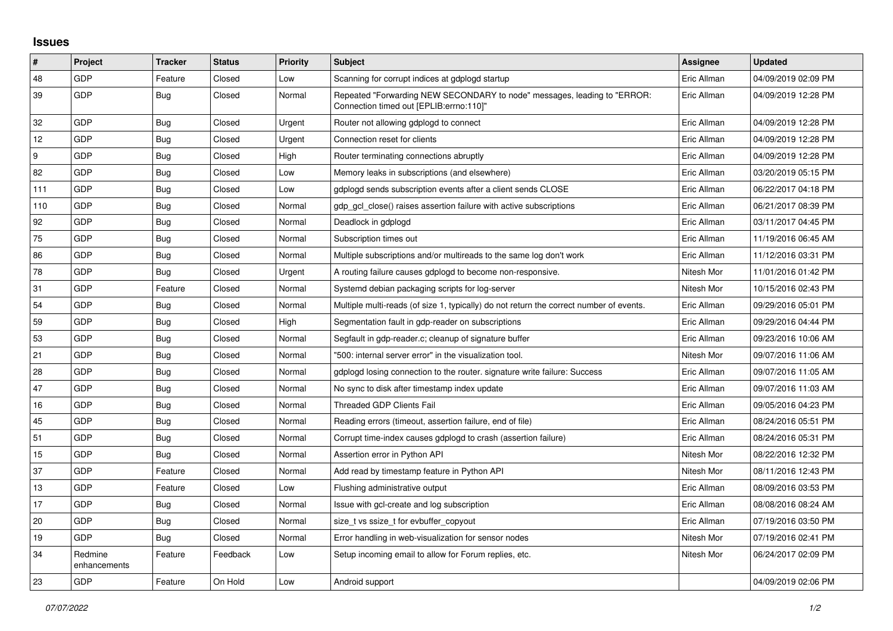## Issues

| # | Project | Tracker | Status | Priority | Subject | Assignee | Updated |
|---|---|---|---|---|---|---|---|
| 48 | GDP | Feature | Closed | Low | Scanning for corrupt indices at gdplogd startup | Eric Allman | 04/09/2019 02:09 PM |
| 39 | GDP | Bug | Closed | Normal | Repeated "Forwarding NEW SECONDARY to node" messages, leading to "ERROR: Connection timed out [EPLIB:errno:110]" | Eric Allman | 04/09/2019 12:28 PM |
| 32 | GDP | Bug | Closed | Urgent | Router not allowing gdplogd to connect | Eric Allman | 04/09/2019 12:28 PM |
| 12 | GDP | Bug | Closed | Urgent | Connection reset for clients | Eric Allman | 04/09/2019 12:28 PM |
| 9 | GDP | Bug | Closed | High | Router terminating connections abruptly | Eric Allman | 04/09/2019 12:28 PM |
| 82 | GDP | Bug | Closed | Low | Memory leaks in subscriptions (and elsewhere) | Eric Allman | 03/20/2019 05:15 PM |
| 111 | GDP | Bug | Closed | Low | gdplogd sends subscription events after a client sends CLOSE | Eric Allman | 06/22/2017 04:18 PM |
| 110 | GDP | Bug | Closed | Normal | gdp_gcl_close() raises assertion failure with active subscriptions | Eric Allman | 06/21/2017 08:39 PM |
| 92 | GDP | Bug | Closed | Normal | Deadlock in gdplogd | Eric Allman | 03/11/2017 04:45 PM |
| 75 | GDP | Bug | Closed | Normal | Subscription times out | Eric Allman | 11/19/2016 06:45 AM |
| 86 | GDP | Bug | Closed | Normal | Multiple subscriptions and/or multireads to the same log don't work | Eric Allman | 11/12/2016 03:31 PM |
| 78 | GDP | Bug | Closed | Urgent | A routing failure causes gdplogd to become non-responsive. | Nitesh Mor | 11/01/2016 01:42 PM |
| 31 | GDP | Feature | Closed | Normal | Systemd debian packaging scripts for log-server | Nitesh Mor | 10/15/2016 02:43 PM |
| 54 | GDP | Bug | Closed | Normal | Multiple multi-reads (of size 1, typically) do not return the correct number of events. | Eric Allman | 09/29/2016 05:01 PM |
| 59 | GDP | Bug | Closed | High | Segmentation fault in gdp-reader on subscriptions | Eric Allman | 09/29/2016 04:44 PM |
| 53 | GDP | Bug | Closed | Normal | Segfault in gdp-reader.c; cleanup of signature buffer | Eric Allman | 09/23/2016 10:06 AM |
| 21 | GDP | Bug | Closed | Normal | "500: internal server error" in the visualization tool. | Nitesh Mor | 09/07/2016 11:06 AM |
| 28 | GDP | Bug | Closed | Normal | gdplogd losing connection to the router. signature write failure: Success | Eric Allman | 09/07/2016 11:05 AM |
| 47 | GDP | Bug | Closed | Normal | No sync to disk after timestamp index update | Eric Allman | 09/07/2016 11:03 AM |
| 16 | GDP | Bug | Closed | Normal | Threaded GDP Clients Fail | Eric Allman | 09/05/2016 04:23 PM |
| 45 | GDP | Bug | Closed | Normal | Reading errors (timeout, assertion failure, end of file) | Eric Allman | 08/24/2016 05:51 PM |
| 51 | GDP | Bug | Closed | Normal | Corrupt time-index causes gdplogd to crash (assertion failure) | Eric Allman | 08/24/2016 05:31 PM |
| 15 | GDP | Bug | Closed | Normal | Assertion error in Python API | Nitesh Mor | 08/22/2016 12:32 PM |
| 37 | GDP | Feature | Closed | Normal | Add read by timestamp feature in Python API | Nitesh Mor | 08/11/2016 12:43 PM |
| 13 | GDP | Feature | Closed | Low | Flushing administrative output | Eric Allman | 08/09/2016 03:53 PM |
| 17 | GDP | Bug | Closed | Normal | Issue with gcl-create and log subscription | Eric Allman | 08/08/2016 08:24 AM |
| 20 | GDP | Bug | Closed | Normal | size_t vs ssize_t for evbuffer_copyout | Eric Allman | 07/19/2016 03:50 PM |
| 19 | GDP | Bug | Closed | Normal | Error handling in web-visualization for sensor nodes | Nitesh Mor | 07/19/2016 02:41 PM |
| 34 | Redmine enhancements | Feature | Feedback | Low | Setup incoming email to allow for Forum replies, etc. | Nitesh Mor | 06/24/2017 02:09 PM |
| 23 | GDP | Feature | On Hold | Low | Android support | | 04/09/2019 02:06 PM |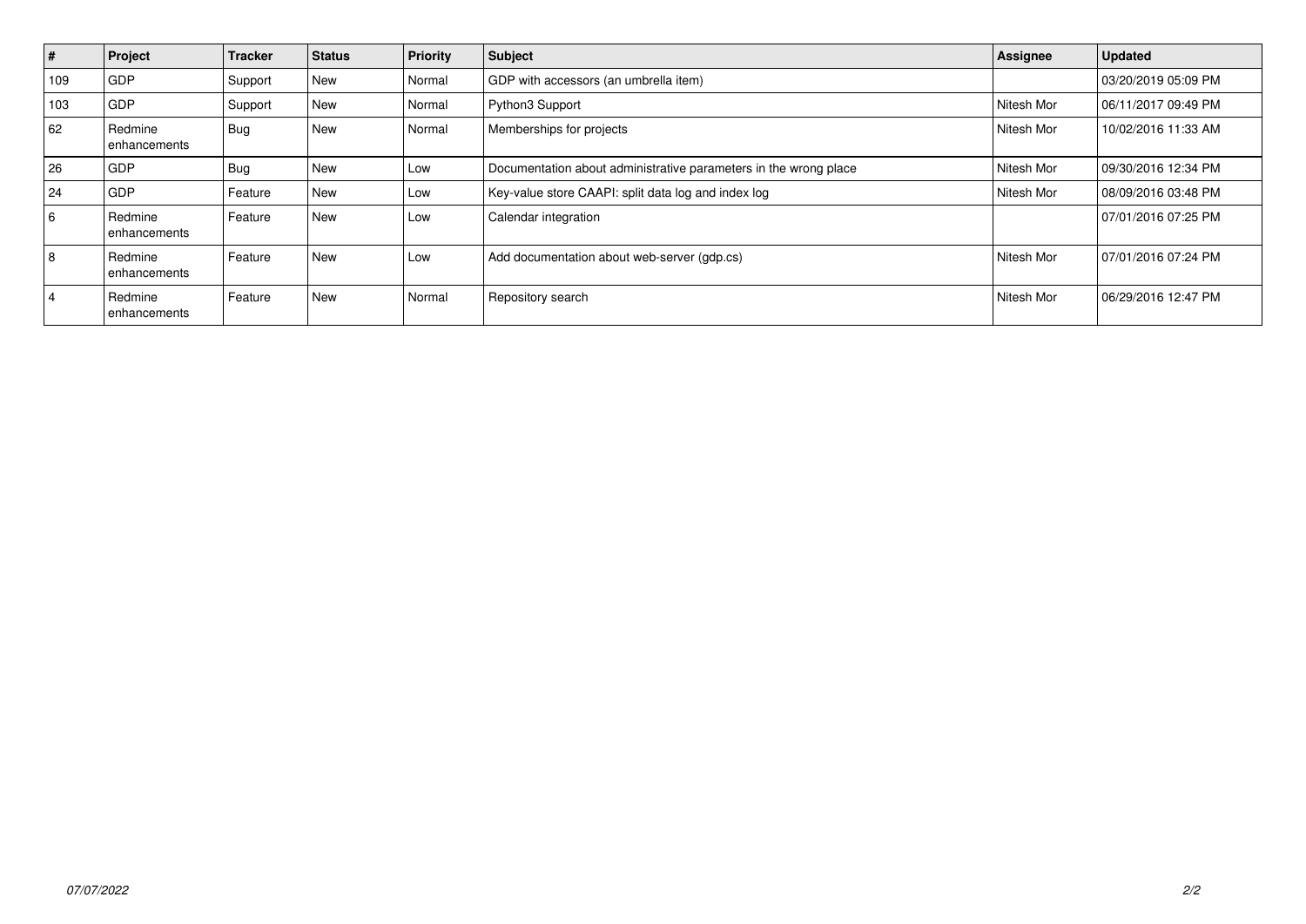| # | Project | Tracker | Status | Priority | Subject | Assignee | Updated |
|---|---|---|---|---|---|---|---|
| 109 | GDP | Support | New | Normal | GDP with accessors (an umbrella item) | | 03/20/2019 05:09 PM |
| 103 | GDP | Support | New | Normal | Python3 Support | Nitesh Mor | 06/11/2017 09:49 PM |
| 62 | Redmine enhancements | Bug | New | Normal | Memberships for projects | Nitesh Mor | 10/02/2016 11:33 AM |
| 26 | GDP | Bug | New | Low | Documentation about administrative parameters in the wrong place | Nitesh Mor | 09/30/2016 12:34 PM |
| 24 | GDP | Feature | New | Low | Key-value store CAAPI: split data log and index log | Nitesh Mor | 08/09/2016 03:48 PM |
| 6 | Redmine enhancements | Feature | New | Low | Calendar integration | | 07/01/2016 07:25 PM |
| 8 | Redmine enhancements | Feature | New | Low | Add documentation about web-server (gdp.cs) | Nitesh Mor | 07/01/2016 07:24 PM |
| 4 | Redmine enhancements | Feature | New | Normal | Repository search | Nitesh Mor | 06/29/2016 12:47 PM |

*07/07/2022*